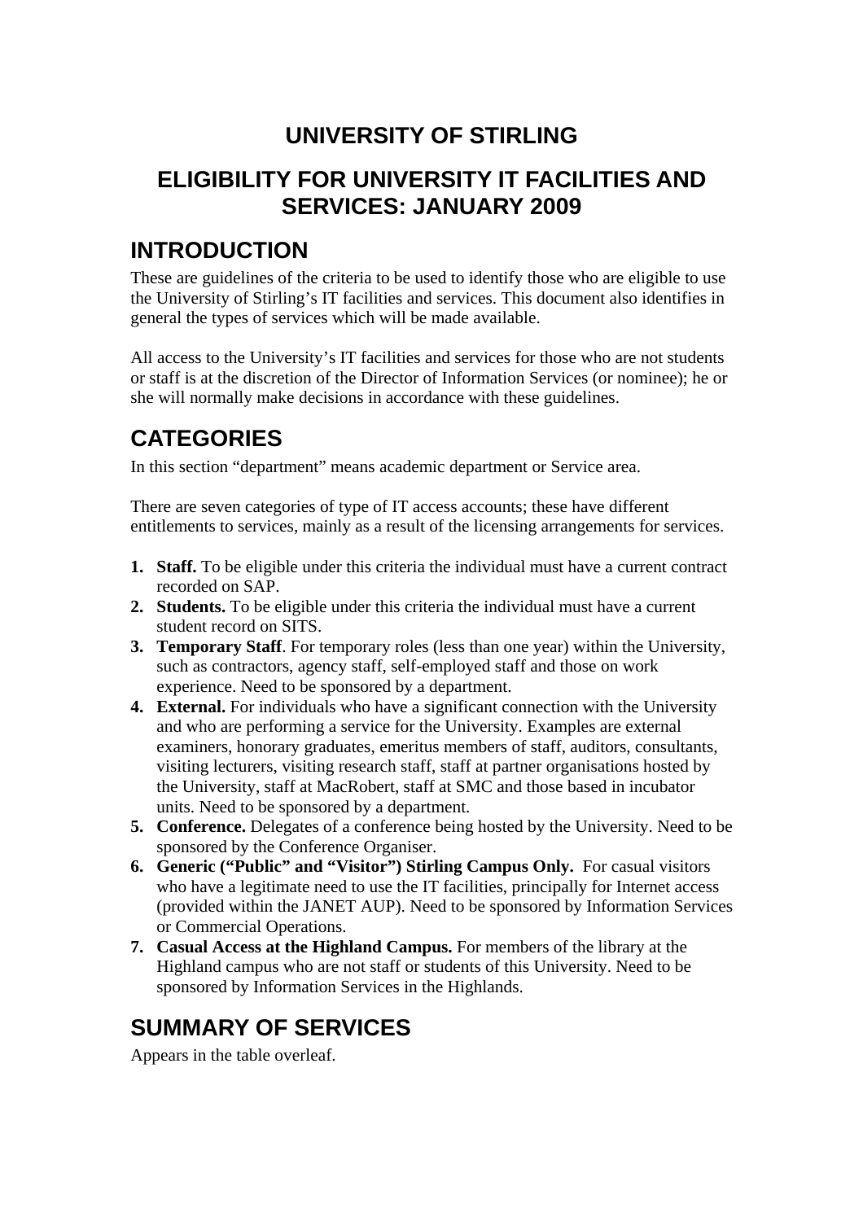# UNIVERSITY OF STIRLING

# ELIGIBILITY FOR UNIVERSITY IT FACILITIES AND SERVICES: JANUARY 2009

## INTRODUCTION

These are guidelines of the criteria to be used to identify those who are eligible to use the University of Stirling's IT facilities and services. This document also identifies in general the types of services which will be made available.

All access to the University's IT facilities and services for those who are not students or staff is at the discretion of the Director of Information Services (or nominee); he or she will normally make decisions in accordance with these guidelines.

## CATEGORIES

In this section "department" means academic department or Service area.

There are seven categories of type of IT access accounts; these have different entitlements to services, mainly as a result of the licensing arrangements for services.

1. **Staff.** To be eligible under this criteria the individual must have a current contract recorded on SAP.
2. **Students.** To be eligible under this criteria the individual must have a current student record on SITS.
3. **Temporary Staff**. For temporary roles (less than one year) within the University, such as contractors, agency staff, self-employed staff and those on work experience. Need to be sponsored by a department.
4. **External.** For individuals who have a significant connection with the University and who are performing a service for the University. Examples are external examiners, honorary graduates, emeritus members of staff, auditors, consultants, visiting lecturers, visiting research staff, staff at partner organisations hosted by the University, staff at MacRobert, staff at SMC and those based in incubator units. Need to be sponsored by a department.
5. **Conference.** Delegates of a conference being hosted by the University. Need to be sponsored by the Conference Organiser.
6. **Generic ("Public" and "Visitor") Stirling Campus Only.** For casual visitors who have a legitimate need to use the IT facilities, principally for Internet access (provided within the JANET AUP). Need to be sponsored by Information Services or Commercial Operations.
7. **Casual Access at the Highland Campus.** For members of the library at the Highland campus who are not staff or students of this University. Need to be sponsored by Information Services in the Highlands.

## SUMMARY OF SERVICES

Appears in the table overleaf.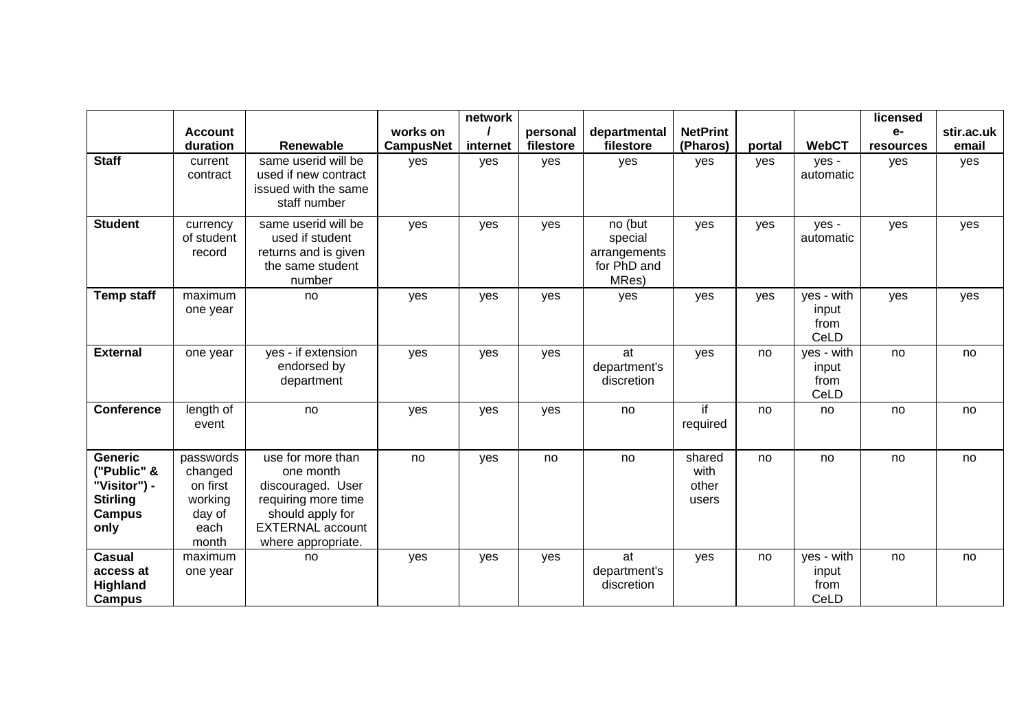| | Account duration | Renewable | works on CampusNet | network / internet | personal filestore | departmental filestore | NetPrint (Pharos) | portal | WebCT | licensed e-resources | stir.ac.uk email |
|---|---|---|---|---|---|---|---|---|---|---|---|
| **Staff** | current contract | same userid will be used if new contract issued with the same staff number | yes | yes | yes | yes | yes | yes | yes - automatic | yes | yes |
| **Student** | currency of student record | same userid will be used if student returns and is given the same student number | yes | yes | yes | no (but special arrangements for PhD and MRes) | yes | yes | yes - automatic | yes | yes |
| **Temp staff** | maximum one year | no | yes | yes | yes | yes | yes | yes | yes - with input from CeLD | yes | yes |
| **External** | one year | yes - if extension endorsed by department | yes | yes | yes | at department's discretion | yes | no | yes - with input from CeLD | no | no |
| **Conference** | length of event | no | yes | yes | yes | no | if required | no | no | no | no |
| **Generic ("Public" & "Visitor") - Stirling Campus only** | passwords changed on first working day of each month | use for more than one month discouraged. User requiring more time should apply for EXTERNAL account where appropriate. | no | yes | no | no | shared with other users | no | no | no | no |
| **Casual access at Highland Campus** | maximum one year | no | yes | yes | yes | at department's discretion | yes | no | yes - with input from CeLD | no | no |